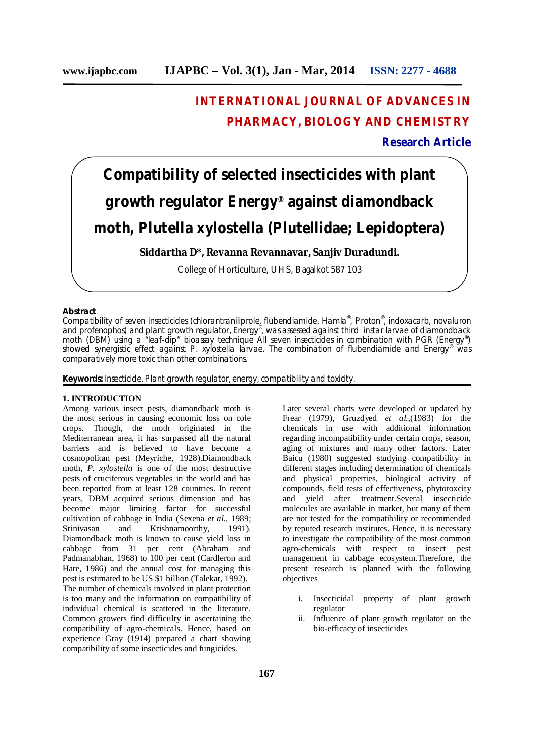# INTERNATIONAL JOURNAL OF ADVANCES IN PHARMACY, BIOLOGY AND CHEMISTRY

**Research Article**

# Compatibility of selected insecticides with plant growth regulator Energy® against diamondback moth, Plutella xylostella (Plutellidae; Lepidoptera)

**Siddartha D*, Revanna Revannavar, Sanjiv Duradundi.**

College of Horticulture, UHS, Bagalkot 587 103

**Abstract**

Compatibility of seven insecticides (chlorantraniliprole, flubendiamide, Hamla®, Proton®, indoxacarb, novaluron and profenophos) and plant growth regulator, Energy®, was assessed against third instar larvae of diamondback moth (DBM) using a "leaf-dip" bioassay technique All seven insecticides in combination with PGR (Energy®) showed synergistic effect against P. xylostella larvae. The combination of flubendiamide and Energy® was comparatively more toxic than other combinations.

**Keywords:** Insecticide, Plant growth regulator, energy, compatibility and toxicity.

## 1. INTRODUCTION

Among various insect pests, diamondback moth is the most serious in causing economic loss on cole crops. Though, the moth originated in the Mediterranean area, it has surpassed all the natural barriers and is believed to have become a cosmopolitan pest (Meyriche, 1928).Diamondback moth, *P. xylostella* is one of the most destructive pests of cruciferous vegetables in the world and has been reported from at least 128 countries. In recent years, DBM acquired serious dimension and has become major limiting factor for successful cultivation of cabbage in India (Sexena *et al.*, 1989; Srinivasan and Krishnamoorthy, 1991). Diamondback moth is known to cause yield loss in cabbage from 31 per cent (Abraham and Padmanabhan, 1968) to 100 per cent (Cardleron and Hare, 1986) and the annual cost for managing this pest is estimated to be US $1 billion (Talekar, 1992).

The number of chemicals involved in plant protection is too many and the information on compatibility of individual chemical is scattered in the literature. Common growers find difficulty in ascertaining the compatibility of agro-chemicals. Hence, based on experience Gray (1914) prepared a chart showing compatibility of some insecticides and fungicides.

Later several charts were developed or updated by Frear (1979), Gruzdyed *et al.*,(1983) for the chemicals in use with additional information regarding incompatibility under certain crops, season, aging of mixtures and many other factors. Later Baicu (1980) suggested studying compatibility in different stages including determination of chemicals and physical properties, biological activity of compounds, field tests of effectiveness, phytotoxcity and yield after treatment.Several insecticide molecules are available in market, but many of them are not tested for the compatibility or recommended by reputed research institutes. Hence, it is necessary to investigate the compatibility of the most common agro-chemicals with respect to insect pest management in cabbage ecosystem.Therefore, the present research is planned with the following objectives

i. Insecticidal property of plant growth regulator
ii. Influence of plant growth regulator on the bio-efficacy of insecticides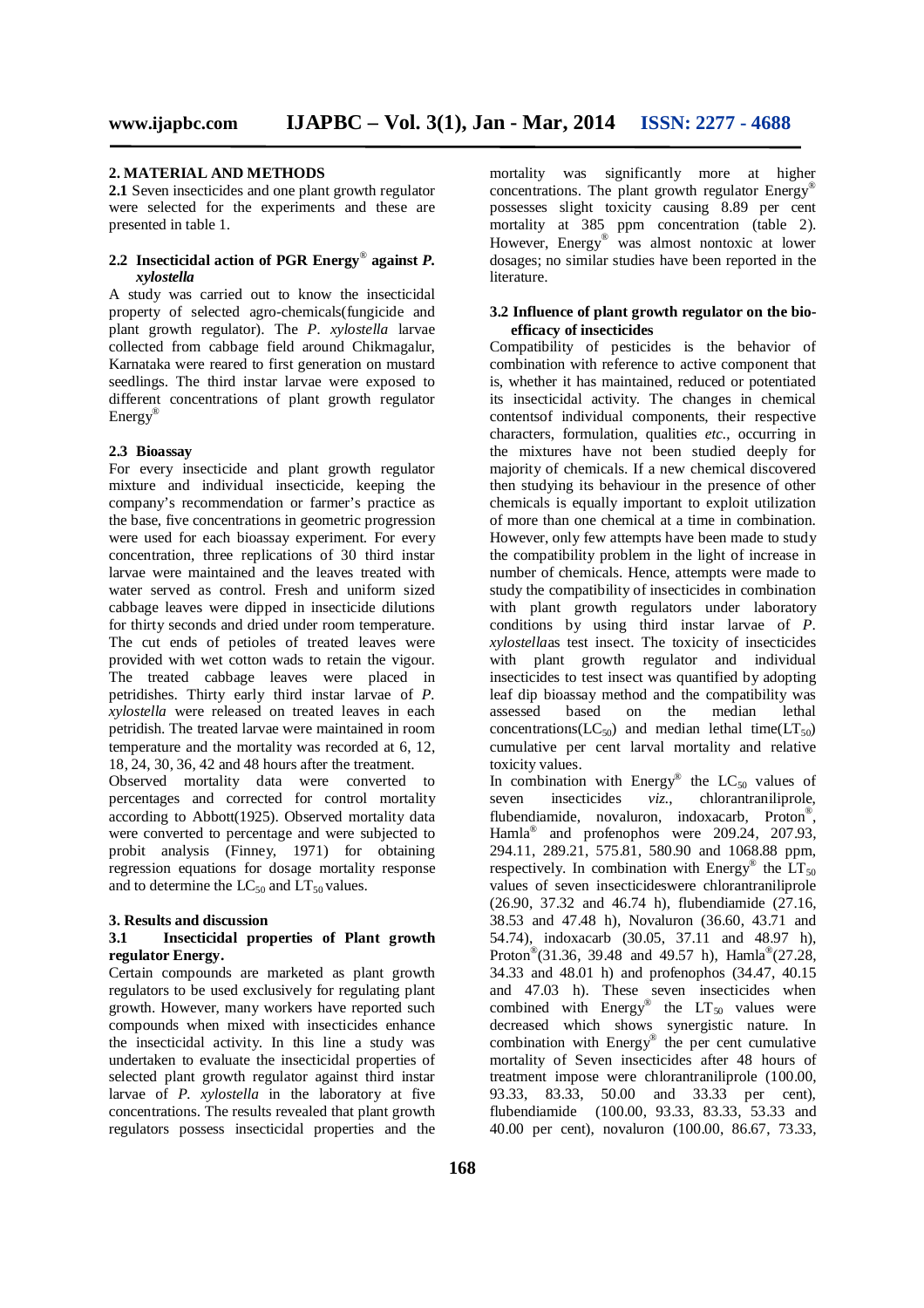## 2. MATERIAL AND METHODS

**2.1** Seven insecticides and one plant growth regulator were selected for the experiments and these are presented in table 1.

### 2.2 Insecticidal action of PGR Energy® against *P. xylostella*

A study was carried out to know the insecticidal property of selected agro-chemicals(fungicide and plant growth regulator). The *P. xylostella* larvae collected from cabbage field around Chikmagalur, Karnataka were reared to first generation on mustard seedlings. The third instar larvae were exposed to different concentrations of plant growth regulator Energy®

### 2.3 Bioassay

For every insecticide and plant growth regulator mixture and individual insecticide, keeping the company's recommendation or farmer's practice as the base, five concentrations in geometric progression were used for each bioassay experiment. For every concentration, three replications of 30 third instar larvae were maintained and the leaves treated with water served as control. Fresh and uniform sized cabbage leaves were dipped in insecticide dilutions for thirty seconds and dried under room temperature. The cut ends of petioles of treated leaves were provided with wet cotton wads to retain the vigour. The treated cabbage leaves were placed in petridishes. Thirty early third instar larvae of *P. xylostella* were released on treated leaves in each petridish. The treated larvae were maintained in room temperature and the mortality was recorded at 6, 12, 18, 24, 30, 36, 42 and 48 hours after the treatment.

Observed mortality data were converted to percentages and corrected for control mortality according to Abbott(1925). Observed mortality data were converted to percentage and were subjected to probit analysis (Finney, 1971) for obtaining regression equations for dosage mortality response and to determine the $LC_{50}$ and $LT_{50}$ values.

## 3. Results and discussion

### 3.1 Insecticidal properties of Plant growth regulator Energy.

Certain compounds are marketed as plant growth regulators to be used exclusively for regulating plant growth. However, many workers have reported such compounds when mixed with insecticides enhance the insecticidal activity. In this line a study was undertaken to evaluate the insecticidal properties of selected plant growth regulator against third instar larvae of *P. xylostella* in the laboratory at five concentrations. The results revealed that plant growth regulators possess insecticidal properties and the mortality was significantly more at higher concentrations. The plant growth regulator Energy® possesses slight toxicity causing 8.89 per cent mortality at 385 ppm concentration (table 2). However, Energy® was almost nontoxic at lower dosages; no similar studies have been reported in the literature.

### 3.2 Influence of plant growth regulator on the bio-efficacy of insecticides

Compatibility of pesticides is the behavior of combination with reference to active component that is, whether it has maintained, reduced or potentiated its insecticidal activity. The changes in chemical contentsof individual components, their respective characters, formulation, qualities *etc.*, occurring in the mixtures have not been studied deeply for majority of chemicals. If a new chemical discovered then studying its behaviour in the presence of other chemicals is equally important to exploit utilization of more than one chemical at a time in combination. However, only few attempts have been made to study the compatibility problem in the light of increase in number of chemicals. Hence, attempts were made to study the compatibility of insecticides in combination with plant growth regulators under laboratory conditions by using third instar larvae of *P. xylostella*as test insect. The toxicity of insecticides with plant growth regulator and individual insecticides to test insect was quantified by adopting leaf dip bioassay method and the compatibility was assessed based on the median lethal concentrations($LC_{50}$) and median lethal time($LT_{50}$) cumulative per cent larval mortality and relative toxicity values.

In combination with Energy® the $LC_{50}$ values of seven insecticides *viz.*, chlorantraniliprole, flubendiamide, novaluron, indoxacarb, Proton®, Hamla® and profenophos were 209.24, 207.93, 294.11, 289.21, 575.81, 580.90 and 1068.88 ppm, respectively. In combination with Energy® the $LT_{50}$ values of seven insecticideswere chlorantraniliprole (26.90, 37.32 and 46.74 h), flubendiamide (27.16, 38.53 and 47.48 h), Novaluron (36.60, 43.71 and 54.74), indoxacarb (30.05, 37.11 and 48.97 h), Proton®(31.36, 39.48 and 49.57 h), Hamla®(27.28, 34.33 and 48.01 h) and profenophos (34.47, 40.15 and 47.03 h). These seven insecticides when combined with Energy® the $LT_{50}$ values were decreased which shows synergistic nature. In combination with Energy® the per cent cumulative mortality of Seven insecticides after 48 hours of treatment impose were chlorantraniliprole (100.00, 93.33, 83.33, 50.00 and 33.33 per cent), flubendiamide (100.00, 93.33, 83.33, 53.33 and 40.00 per cent), novaluron (100.00, 86.67, 73.33,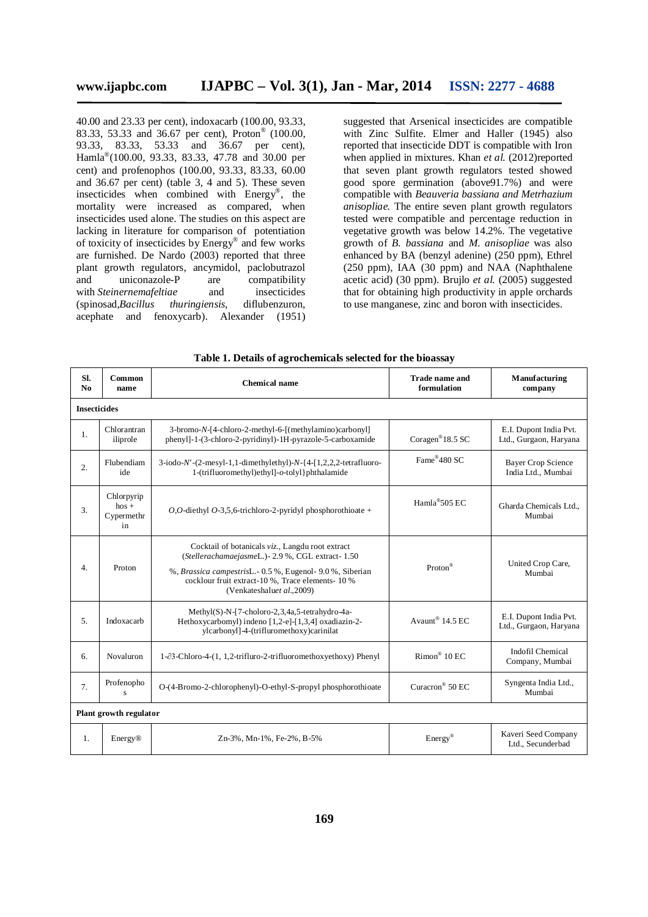40.00 and 23.33 per cent), indoxacarb (100.00, 93.33, 83.33, 53.33 and 36.67 per cent), Proton® (100.00, 93.33, 83.33, 53.33 and 36.67 per cent), Hamla®(100.00, 93.33, 83.33, 47.78 and 30.00 per cent) and profenophos (100.00, 93.33, 83.33, 60.00 and 36.67 per cent) (table 3, 4 and 5). These seven insecticides when combined with Energy®, the mortality were increased as compared, when insecticides used alone. The studies on this aspect are lacking in literature for comparison of potentiation of toxicity of insecticides by Energy® and few works are furnished. De Nardo (2003) reported that three plant growth regulators, ancymidol, paclobutrazol and uniconazole-P are compatibility with *Steinernemafeltiae* and insecticides (spinosad,*Bacillus thuringiensis*, diflubenzuron, acephate and fenoxycarb). Alexander (1951) suggested that Arsenical insecticides are compatible with Zinc Sulfite. Elmer and Haller (1945) also reported that insecticide DDT is compatible with Iron when applied in mixtures. Khan *et al.* (2012)reported that seven plant growth regulators tested showed good spore germination (above91.7%) and were compatible with *Beauveria bassiana and Metrhazium anisopliae.* The entire seven plant growth regulators tested were compatible and percentage reduction in vegetative growth was below 14.2%. The vegetative growth of *B. bassiana* and *M. anisopliae* was also enhanced by BA (benzyl adenine) (250 ppm), Ethrel (250 ppm), IAA (30 ppm) and NAA (Naphthalene acetic acid) (30 ppm). Brujlo *et al.* (2005) suggested that for obtaining high productivity in apple orchards to use manganese, zinc and boron with insecticides.

**Table 1. Details of agrochemicals selected for the bioassay**

| Sl. No | Common name | Chemical name | Trade name and formulation | Manufacturing company |
|---|---|---|---|---|
| **Insecticides** | | | | |
| 1. | Chlorantraniliprole | 3-bromo-*N*-[4-chloro-2-methyl-6-[(methylamino)carbonyl] phenyl]-1-(3-chloro-2-pyridinyl)-1H-pyrazole-5-carboxamide | Coragen® 18.5 SC | E.I. Dupont India Pvt. Ltd., Gurgaon, Haryana |
| 2. | Flubendiamide | 3-iodo-*N*'-(2-mesyl-1,1-dimethylethyl)-*N*-{4-[1,2,2,2-tetrafluoro-1-(trifluoromethyl)ethyl]-*o*-tolyl}phthalamide | Fame® 480 SC | Bayer Crop Science India Ltd., Mumbai |
| 3. | Chlorpyriphos + Cypermethrin | *O,O*-diethyl *O*-3,5,6-trichloro-2-pyridyl phosphorothioate + | Hamla® 505 EC | Gharda Chemicals Ltd., Mumbai |
| 4. | Proton | Cocktail of botanicals *viz.,* Langdu root extract (*Stellerachamaejasme*L.)- 2.9 %, CGL extract- 1.50 %, *Brassica campestris*L.- 0.5 %, Eugenol- 9.0 %, Siberian cocklour fruit extract-10 %, Trace elements- 10 % (Venkateshalu*et al.*,2009) | Proton® | United Crop Care, Mumbai |
| 5. | Indoxacarb | Methyl(S)-N-[7-choloro-2,3,4a,5-tetrahydro-4a-Hethoxycarbomyl) indeno [1,2-e]-[1,3,4] oxadiazin-2-ylcarbonyl]-4-(trifluromethoxy)carinilat | Avaunt® 14.5 EC | E.I. Dupont India Pvt. Ltd., Gurgaon, Haryana |
| 6. | Novaluron | 1-∂3-Chloro-4-(1, 1,2-trifluro-2-trifluoromethoxyethoxy) Phenyl | Rimon® 10 EC | Indofil Chemical Company, Mumbai |
| 7. | Profenophos | O-(4-Bromo-2-chlorophenyl)-O-ethyl-S-propyl phosphorothioate | Curacron® 50 EC | Syngenta India Ltd., Mumbai |
| **Plant growth regulator** | | | | |
| 1. | Energy® | Zn-3%, Mn-1%, Fe-2%, B-5% | Energy® | Kaveri Seed Company Ltd., Secunderbad |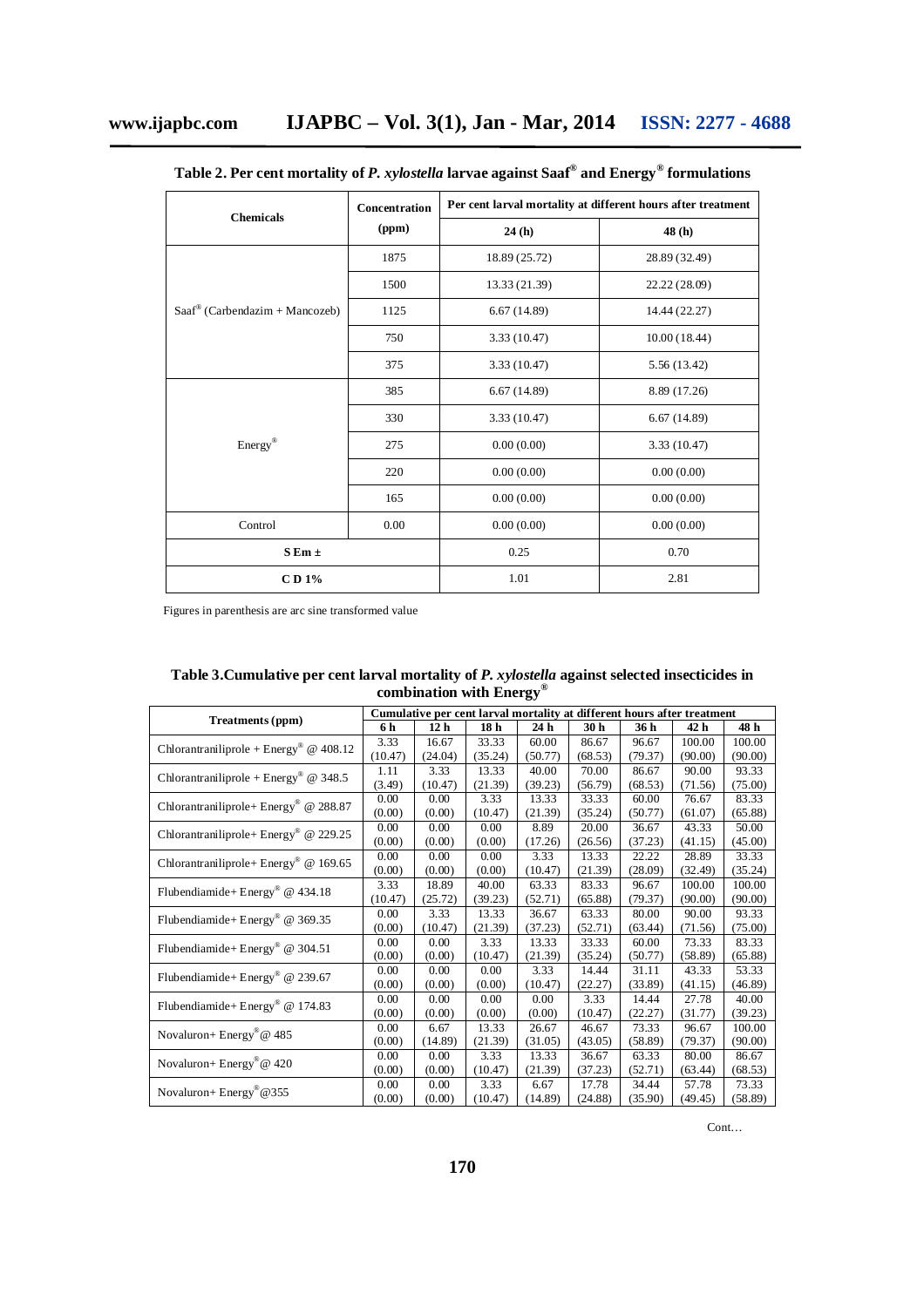**Table 2. Per cent mortality of *P. xylostella* larvae against Saaf® and Energy® formulations**

| Chemicals | Concentration (ppm) | Per cent larval mortality at different hours after treatment | |
|---|---|---|---|
| | | 24 (h) | 48 (h) |
| Saaf® (Carbendazim + Mancozeb) | 1875 | 18.89 (25.72) | 28.89 (32.49) |
| | 1500 | 13.33 (21.39) | 22.22 (28.09) |
| | 1125 | 6.67 (14.89) | 14.44 (22.27) |
| | 750 | 3.33 (10.47) | 10.00 (18.44) |
| | 375 | 3.33 (10.47) | 5.56 (13.42) |
| Energy® | 385 | 6.67 (14.89) | 8.89 (17.26) |
| | 330 | 3.33 (10.47) | 6.67 (14.89) |
| | 275 | 0.00 (0.00) | 3.33 (10.47) |
| | 220 | 0.00 (0.00) | 0.00 (0.00) |
| | 165 | 0.00 (0.00) | 0.00 (0.00) |
| Control | 0.00 | 0.00 (0.00) | 0.00 (0.00) |
| S Em ± | | 0.25 | 0.70 |
| C D 1% | | 1.01 | 2.81 |

Figures in parenthesis are arc sine transformed value

**Table 3.Cumulative per cent larval mortality of *P. xylostella* against selected insecticides in combination with Energy®**

| Treatments (ppm) | Cumulative per cent larval mortality at different hours after treatment | | | | | | | |
|---|---|---|---|---|---|---|---|---|
| | 6 h | 12 h | 18 h | 24 h | 30 h | 36 h | 42 h | 48 h |
| Chlorantraniliprole + Energy® @ 408.12 | 3.33 (10.47) | 16.67 (24.04) | 33.33 (35.24) | 60.00 (50.77) | 86.67 (68.53) | 96.67 (79.37) | 100.00 (90.00) | 100.00 (90.00) |
| Chlorantraniliprole + Energy® @ 348.5 | 1.11 (3.49) | 3.33 (10.47) | 13.33 (21.39) | 40.00 (39.23) | 70.00 (56.79) | 86.67 (68.53) | 90.00 (71.56) | 93.33 (75.00) |
| Chlorantraniliprole+ Energy® @ 288.87 | 0.00 (0.00) | 0.00 (0.00) | 3.33 (10.47) | 13.33 (21.39) | 33.33 (35.24) | 60.00 (50.77) | 76.67 (61.07) | 83.33 (65.88) |
| Chlorantraniliprole+ Energy® @ 229.25 | 0.00 (0.00) | 0.00 (0.00) | 0.00 (0.00) | 8.89 (17.26) | 20.00 (26.56) | 36.67 (37.23) | 43.33 (41.15) | 50.00 (45.00) |
| Chlorantraniliprole+ Energy® @ 169.65 | 0.00 (0.00) | 0.00 (0.00) | 0.00 (0.00) | 3.33 (10.47) | 13.33 (21.39) | 22.22 (28.09) | 28.89 (32.49) | 33.33 (35.24) |
| Flubendiamide+ Energy® @ 434.18 | 3.33 (10.47) | 18.89 (25.72) | 40.00 (39.23) | 63.33 (52.71) | 83.33 (65.88) | 96.67 (79.37) | 100.00 (90.00) | 100.00 (90.00) |
| Flubendiamide+ Energy® @ 369.35 | 0.00 (0.00) | 3.33 (10.47) | 13.33 (21.39) | 36.67 (37.23) | 63.33 (52.71) | 80.00 (63.44) | 90.00 (71.56) | 93.33 (75.00) |
| Flubendiamide+ Energy® @ 304.51 | 0.00 (0.00) | 0.00 (0.00) | 3.33 (10.47) | 13.33 (21.39) | 33.33 (35.24) | 60.00 (50.77) | 73.33 (58.89) | 83.33 (65.88) |
| Flubendiamide+ Energy® @ 239.67 | 0.00 (0.00) | 0.00 (0.00) | 0.00 (0.00) | 3.33 (10.47) | 14.44 (22.27) | 31.11 (33.89) | 43.33 (41.15) | 53.33 (46.89) |
| Flubendiamide+ Energy® @ 174.83 | 0.00 (0.00) | 0.00 (0.00) | 0.00 (0.00) | 0.00 (0.00) | 3.33 (10.47) | 14.44 (22.27) | 27.78 (31.77) | 40.00 (39.23) |
| Novaluron+ Energy® @ 485 | 0.00 (0.00) | 6.67 (14.89) | 13.33 (21.39) | 26.67 (31.05) | 46.67 (43.05) | 73.33 (58.89) | 96.67 (79.37) | 100.00 (90.00) |
| Novaluron+ Energy® @ 420 | 0.00 (0.00) | 0.00 (0.00) | 3.33 (10.47) | 13.33 (21.39) | 36.67 (37.23) | 63.33 (52.71) | 80.00 (63.44) | 86.67 (68.53) |
| Novaluron+ Energy®@355 | 0.00 (0.00) | 0.00 (0.00) | 3.33 (10.47) | 6.67 (14.89) | 17.78 (24.88) | 34.44 (35.90) | 57.78 (49.45) | 73.33 (58.89) |

Cont…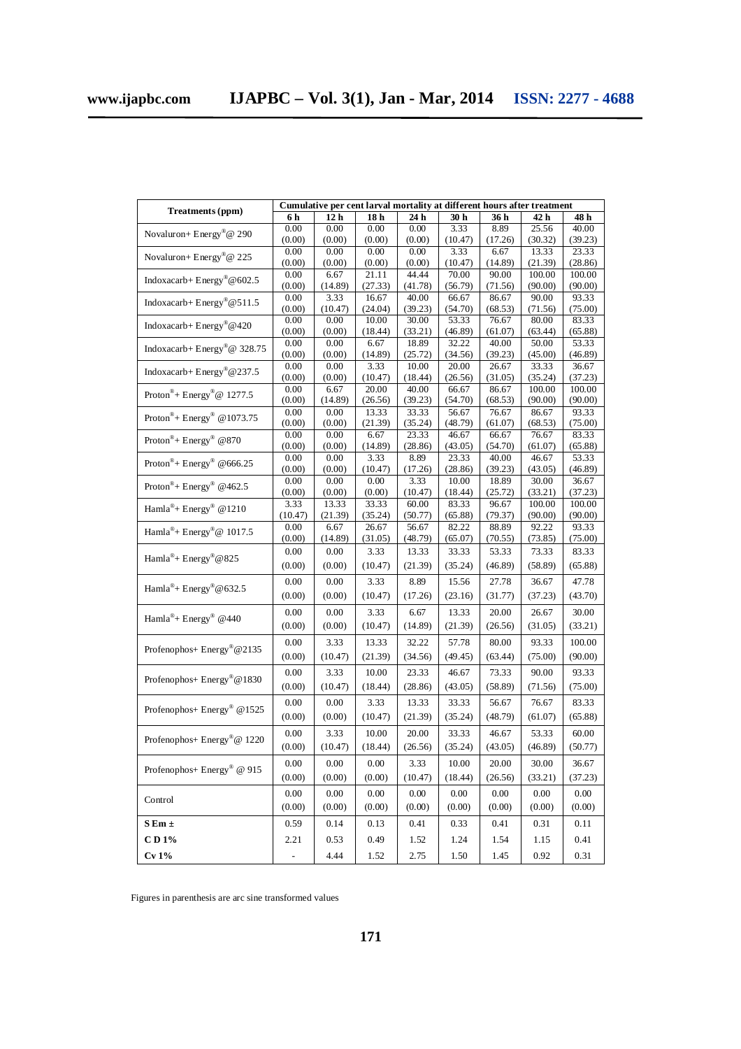| Treatments (ppm) | Cumulative per cent larval mortality at different hours after treatment | | | | | | | |
|---|---|---|---|---|---|---|---|---|
| | 6 h | 12 h | 18 h | 24 h | 30 h | 36 h | 42 h | 48 h |
| Novaluron+ Energy®@ 290 | 0.00 (0.00) | 0.00 (0.00) | 0.00 (0.00) | 0.00 (0.00) | 3.33 (10.47) | 8.89 (17.26) | 25.56 (30.32) | 40.00 (39.23) |
| Novaluron+ Energy®@ 225 | 0.00 (0.00) | 0.00 (0.00) | 0.00 (0.00) | 0.00 (0.00) | 3.33 (10.47) | 6.67 (14.89) | 13.33 (21.39) | 23.33 (28.86) |
| Indoxacarb+ Energy®@602.5 | 0.00 (0.00) | 6.67 (14.89) | 21.11 (27.33) | 44.44 (41.78) | 70.00 (56.79) | 90.00 (71.56) | 100.00 (90.00) | 100.00 (90.00) |
| Indoxacarb+ Energy®@511.5 | 0.00 (0.00) | 3.33 (10.47) | 16.67 (24.04) | 40.00 (39.23) | 66.67 (54.70) | 86.67 (68.53) | 90.00 (71.56) | 93.33 (75.00) |
| Indoxacarb+ Energy®@420 | 0.00 (0.00) | 0.00 (0.00) | 10.00 (18.44) | 30.00 (33.21) | 53.33 (46.89) | 76.67 (61.07) | 80.00 (63.44) | 83.33 (65.88) |
| Indoxacarb+ Energy®@ 328.75 | 0.00 (0.00) | 0.00 (0.00) | 6.67 (14.89) | 18.89 (25.72) | 32.22 (34.56) | 40.00 (39.23) | 50.00 (45.00) | 53.33 (46.89) |
| Indoxacarb+ Energy®@237.5 | 0.00 (0.00) | 0.00 (0.00) | 3.33 (10.47) | 10.00 (18.44) | 20.00 (26.56) | 26.67 (31.05) | 33.33 (35.24) | 36.67 (37.23) |
| Proton®+ Energy®@ 1277.5 | 0.00 (0.00) | 6.67 (14.89) | 20.00 (26.56) | 40.00 (39.23) | 66.67 (54.70) | 86.67 (68.53) | 100.00 (90.00) | 100.00 (90.00) |
| Proton®+ Energy® @1073.75 | 0.00 (0.00) | 0.00 (0.00) | 13.33 (21.39) | 33.33 (35.24) | 56.67 (48.79) | 76.67 (61.07) | 86.67 (68.53) | 93.33 (75.00) |
| Proton®+ Energy® @870 | 0.00 (0.00) | 0.00 (0.00) | 6.67 (14.89) | 23.33 (28.86) | 46.67 (43.05) | 66.67 (54.70) | 76.67 (61.07) | 83.33 (65.88) |
| Proton®+ Energy® @666.25 | 0.00 (0.00) | 0.00 (0.00) | 3.33 (10.47) | 8.89 (17.26) | 23.33 (28.86) | 40.00 (39.23) | 46.67 (43.05) | 53.33 (46.89) |
| Proton®+ Energy® @462.5 | 0.00 (0.00) | 0.00 (0.00) | 0.00 (0.00) | 3.33 (10.47) | 10.00 (18.44) | 18.89 (25.72) | 30.00 (33.21) | 36.67 (37.23) |
| Hamla®+ Energy® @1210 | 3.33 (10.47) | 13.33 (21.39) | 33.33 (35.24) | 60.00 (50.77) | 83.33 (65.88) | 96.67 (79.37) | 100.00 (90.00) | 100.00 (90.00) |
| Hamla®+ Energy®@ 1017.5 | 0.00 (0.00) | 6.67 (14.89) | 26.67 (31.05) | 56.67 (48.79) | 82.22 (65.07) | 88.89 (70.55) | 92.22 (73.85) | 93.33 (75.00) |
| Hamla®+ Energy®@825 | 0.00 (0.00) | 0.00 (0.00) | 3.33 (10.47) | 13.33 (21.39) | 33.33 (35.24) | 53.33 (46.89) | 73.33 (58.89) | 83.33 (65.88) |
| Hamla®+ Energy®@632.5 | 0.00 (0.00) | 0.00 (0.00) | 3.33 (10.47) | 8.89 (17.26) | 15.56 (23.16) | 27.78 (31.77) | 36.67 (37.23) | 47.78 (43.70) |
| Hamla®+ Energy® @440 | 0.00 (0.00) | 0.00 (0.00) | 3.33 (10.47) | 6.67 (14.89) | 13.33 (21.39) | 20.00 (26.56) | 26.67 (31.05) | 30.00 (33.21) |
| Profenophos+ Energy®@2135 | 0.00 (0.00) | 3.33 (10.47) | 13.33 (21.39) | 32.22 (34.56) | 57.78 (49.45) | 80.00 (63.44) | 93.33 (75.00) | 100.00 (90.00) |
| Profenophos+ Energy®@1830 | 0.00 (0.00) | 3.33 (10.47) | 10.00 (18.44) | 23.33 (28.86) | 46.67 (43.05) | 73.33 (58.89) | 90.00 (71.56) | 93.33 (75.00) |
| Profenophos+ Energy® @1525 | 0.00 (0.00) | 0.00 (0.00) | 3.33 (10.47) | 13.33 (21.39) | 33.33 (35.24) | 56.67 (48.79) | 76.67 (61.07) | 83.33 (65.88) |
| Profenophos+ Energy®@ 1220 | 0.00 (0.00) | 3.33 (10.47) | 10.00 (18.44) | 20.00 (26.56) | 33.33 (35.24) | 46.67 (43.05) | 53.33 (46.89) | 60.00 (50.77) |
| Profenophos+ Energy® @ 915 | 0.00 (0.00) | 0.00 (0.00) | 0.00 (0.00) | 3.33 (10.47) | 10.00 (18.44) | 20.00 (26.56) | 30.00 (33.21) | 36.67 (37.23) |
| Control | 0.00 (0.00) | 0.00 (0.00) | 0.00 (0.00) | 0.00 (0.00) | 0.00 (0.00) | 0.00 (0.00) | 0.00 (0.00) | 0.00 (0.00) |
| S Em ± | 0.59 | 0.14 | 0.13 | 0.41 | 0.33 | 0.41 | 0.31 | 0.11 |
| C D 1% | 2.21 | 0.53 | 0.49 | 1.52 | 1.24 | 1.54 | 1.15 | 0.41 |
| Cv 1% | - | 4.44 | 1.52 | 2.75 | 1.50 | 1.45 | 0.92 | 0.31 |

Figures in parenthesis are arc sine transformed values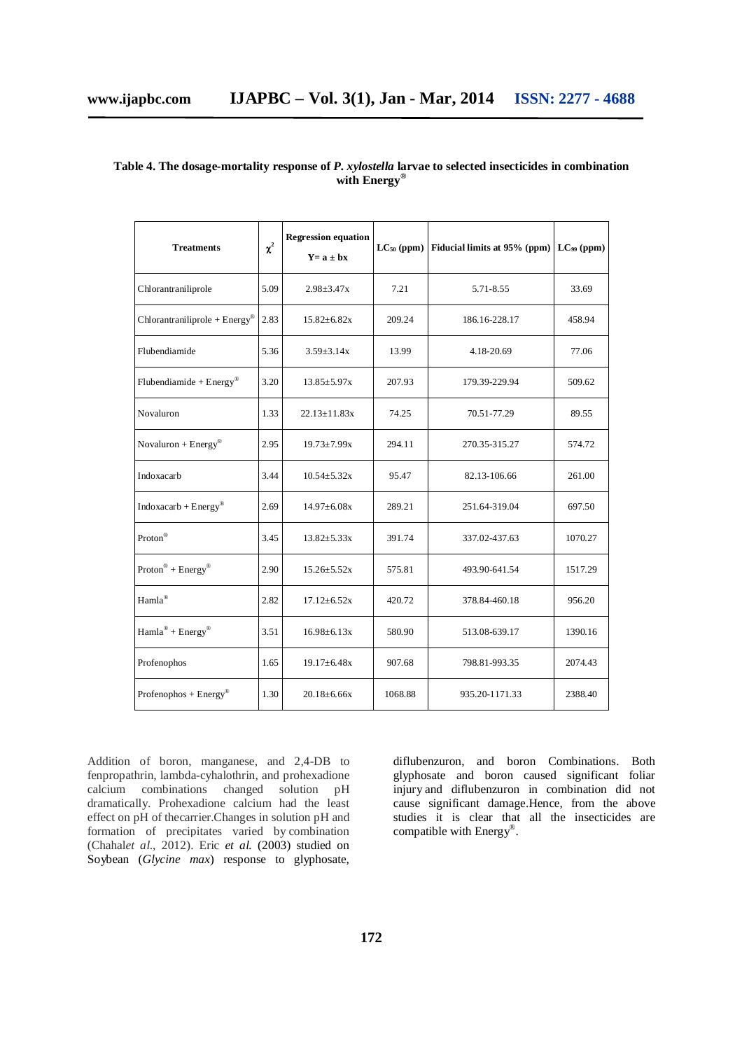**Table 4. The dosage-mortality response of *P. xylostella* larvae to selected insecticides in combination with Energy®**

| Treatments | $\chi^2$ | Regression equation $Y = a \pm bx$ | $LC_{50}$ (ppm) | Fiducial limits at 95% (ppm) | $LC_{99}$ (ppm) |
|---|---|---|---|---|---|
| Chlorantraniliprole | 5.09 | 2.98±3.47x | 7.21 | 5.71-8.55 | 33.69 |
| Chlorantraniliprole + Energy® | 2.83 | 15.82±6.82x | 209.24 | 186.16-228.17 | 458.94 |
| Flubendiamide | 5.36 | 3.59±3.14x | 13.99 | 4.18-20.69 | 77.06 |
| Flubendiamide + Energy® | 3.20 | 13.85±5.97x | 207.93 | 179.39-229.94 | 509.62 |
| Novaluron | 1.33 | 22.13±11.83x | 74.25 | 70.51-77.29 | 89.55 |
| Novaluron + Energy® | 2.95 | 19.73±7.99x | 294.11 | 270.35-315.27 | 574.72 |
| Indoxacarb | 3.44 | 10.54±5.32x | 95.47 | 82.13-106.66 | 261.00 |
| Indoxacarb + Energy® | 2.69 | 14.97±6.08x | 289.21 | 251.64-319.04 | 697.50 |
| Proton® | 3.45 | 13.82±5.33x | 391.74 | 337.02-437.63 | 1070.27 |
| Proton® + Energy® | 2.90 | 15.26±5.52x | 575.81 | 493.90-641.54 | 1517.29 |
| Hamla® | 2.82 | 17.12±6.52x | 420.72 | 378.84-460.18 | 956.20 |
| Hamla® + Energy® | 3.51 | 16.98±6.13x | 580.90 | 513.08-639.17 | 1390.16 |
| Profenophos | 1.65 | 19.17±6.48x | 907.68 | 798.81-993.35 | 2074.43 |
| Profenophos + Energy® | 1.30 | 20.18±6.66x | 1068.88 | 935.20-1171.33 | 2388.40 |

Addition of boron, manganese, and 2,4-DB to fenpropathrin, lambda-cyhalothrin, and prohexadione calcium combinations changed solution pH dramatically. Prohexadione calcium had the least effect on pH of thecarrier.Changes in solution pH and formation of precipitates varied by combination (Chahal*et al.*, 2012). Eric *et al.* (2003) studied on Soybean (*Glycine max*) response to glyphosate, diflubenzuron, and boron Combinations. Both glyphosate and boron caused significant foliar injury and diflubenzuron in combination did not cause significant damage.Hence, from the above studies it is clear that all the insecticides are compatible with Energy®.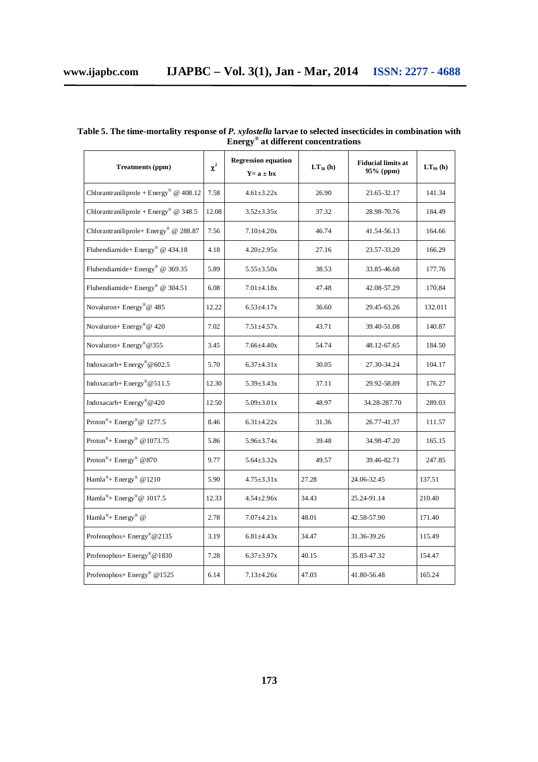**Table 5. The time-mortality response of *P. xylostella* larvae to selected insecticides in combination with Energy® at different concentrations**

| Treatments (ppm) | $\chi^2$ | Regression equation $Y = a \pm bx$ | $LT_{50}$ (h) | Fiducial limits at 95% (ppm) | $LT_{99}$ (h) |
|---|---|---|---|---|---|
| Chlorantraniliprole + Energy® @ 408.12 | 7.58 | 4.61±3.22x | 26.90 | 23.65-32.17 | 141.34 |
| Chlorantraniliprole + Energy® @ 348.5 | 12.08 | 3.52±3.35x | 37.32 | 28.98-70.76 | 184.49 |
| Chlorantraniliprole+ Energy® @ 288.87 | 7.56 | 7.10±4.20x | 46.74 | 41.54-56.13 | 164.66 |
| Flubendiamide+ Energy® @ 434.18 | 4.18 | 4.20±2.95x | 27.16 | 23.57-33.20 | 166.29 |
| Flubendiamide+ Energy® @ 369.35 | 5.89 | 5.55±3.50x | 38.53 | 33.85-46.68 | 177.76 |
| Flubendiamide+ Energy® @ 304.51 | 6.08 | 7.01±4.18x | 47.48 | 42.08-57.29 | 170.84 |
| Novaluron+ Energy®@ 485 | 12.22 | 6.53±4.17x | 36.60 | 29.45-63.26 | 132.011 |
| Novaluron+ Energy®@ 420 | 7.02 | 7.51±4.57x | 43.71 | 39.40-51.08 | 140.87 |
| Novaluron+ Energy®@355 | 3.45 | 7.66±4.40x | 54.74 | 48.12-67.65 | 184.50 |
| Indoxacarb+ Energy®@602.5 | 5.70 | 6.37±4.31x | 30.05 | 27.30-34.24 | 104.17 |
| Indoxacarb+ Energy®@511.5 | 12.30 | 5.39±3.43x | 37.11 | 29.92-58.89 | 176.27 |
| Indoxacarb+ Energy®@420 | 12.50 | 5.09±3.01x | 48.97 | 34.28-287.70 | 289.03 |
| Proton®+ Energy®@ 1277.5 | 8.46 | 6.31±4.22x | 31.36 | 26.77-41.37 | 111.57 |
| Proton®+ Energy® @1073.75 | 5.86 | 5.96±3.74x | 39.48 | 34.98-47.20 | 165.15 |
| Proton®+ Energy® @870 | 9.77 | 5.64±3.32x | 49.57 | 39.46-82.71 | 247.85 |
| Hamla®+ Energy® @1210 | 5.90 | 4.75±3.31x | 27.28 | 24.06-32.45 | 137.51 |
| Hamla®+ Energy®@ 1017.5 | 12.33 | 4.54±2.96x | 34.43 | 25.24-91.14 | 210.40 |
| Hamla®+ Energy® @ | 2.78 | 7.07±4.21x | 48.01 | 42.58-57.90 | 171.40 |
| Profenophos+ Energy®@2135 | 3.19 | 6.81±4.43x | 34.47 | 31.36-39.26 | 115.49 |
| Profenophos+ Energy®@1830 | 7.28 | 6.37±3.97x | 40.15 | 35.83-47.32 | 154.47 |
| Profenophos+ Energy® @1525 | 6.14 | 7.13±4.26x | 47.03 | 41.80-56.48 | 165.24 |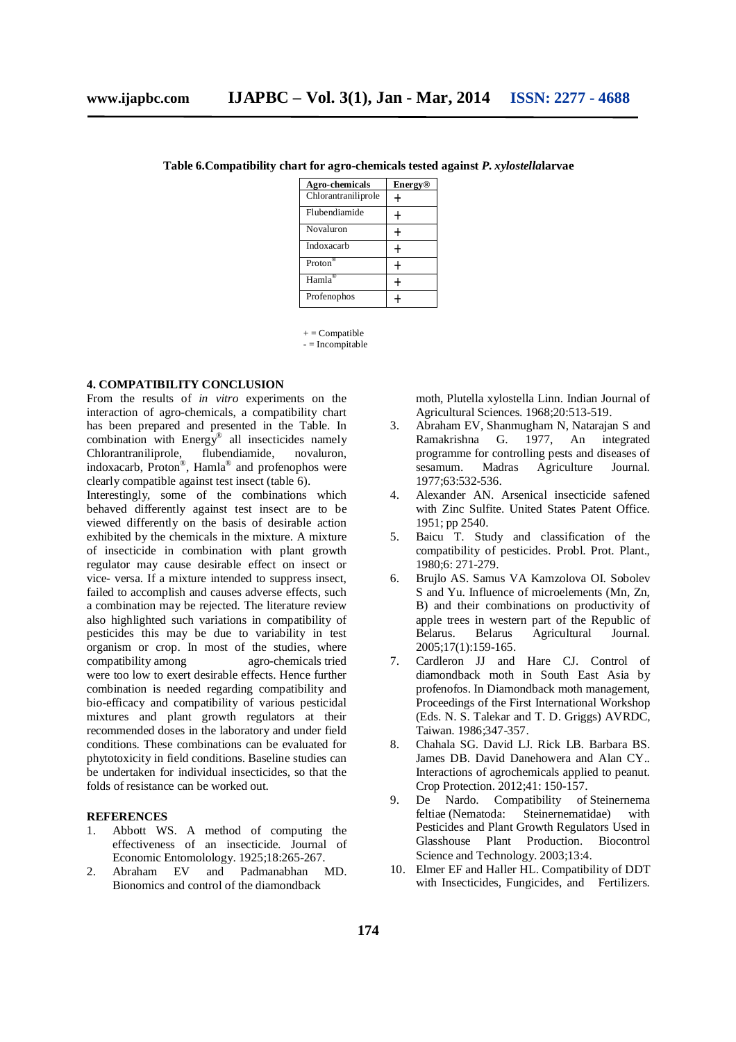**Table 6.Compatibility chart for agro-chemicals tested against *P. xylostella*larvae**

| Agro-chemicals | Energy® |
|---|---|
| Chlorantraniliprole | + |
| Flubendiamide | + |
| Novaluron | + |
| Indoxacarb | + |
| Proton® | + |
| Hamla® | + |
| Profenophos | + |

+ = Compatible
- = Incompitable

## 4. COMPATIBILITY CONCLUSION

From the results of *in vitro* experiments on the interaction of agro-chemicals, a compatibility chart has been prepared and presented in the Table. In combination with Energy® all insecticides namely Chlorantraniliprole, flubendiamide, novaluron, indoxacarb, Proton®, Hamla® and profenophos were clearly compatible against test insect (table 6).

Interestingly, some of the combinations which behaved differently against test insect are to be viewed differently on the basis of desirable action exhibited by the chemicals in the mixture. A mixture of insecticide in combination with plant growth regulator may cause desirable effect on insect or vice- versa. If a mixture intended to suppress insect, failed to accomplish and causes adverse effects, such a combination may be rejected. The literature review also highlighted such variations in compatibility of pesticides this may be due to variability in test organism or crop. In most of the studies, where compatibility among agro-chemicals tried were too low to exert desirable effects. Hence further combination is needed regarding compatibility and bio-efficacy and compatibility of various pesticidal mixtures and plant growth regulators at their recommended doses in the laboratory and under field conditions. These combinations can be evaluated for phytotoxicity in field conditions. Baseline studies can be undertaken for individual insecticides, so that the folds of resistance can be worked out.

## REFERENCES

1. Abbott WS. A method of computing the effectiveness of an insecticide. Journal of Economic Entomolology. 1925;18:265-267.
2. Abraham EV and Padmanabhan MD. Bionomics and control of the diamondback moth, Plutella xylostella Linn. Indian Journal of Agricultural Sciences. 1968;20:513-519.
3. Abraham EV, Shanmugham N, Natarajan S and Ramakrishna G. 1977, An integrated programme for controlling pests and diseases of sesamum. Madras Agriculture Journal. 1977;63:532-536.
4. Alexander AN. Arsenical insecticide safened with Zinc Sulfite. United States Patent Office. 1951; pp 2540.
5. Baicu T. Study and classification of the compatibility of pesticides. Probl. Prot. Plant., 1980;6: 271-279.
6. Brujlo AS. Samus VA Kamzolova OI. Sobolev S and Yu. Influence of microelements (Mn, Zn, B) and their combinations on productivity of apple trees in western part of the Republic of Belarus. Belarus Agricultural Journal. 2005;17(1):159-165.
7. Cardleron JJ and Hare CJ. Control of diamondback moth in South East Asia by profenofos. In Diamondback moth management, Proceedings of the First International Workshop (Eds. N. S. Talekar and T. D. Griggs) AVRDC, Taiwan. 1986;347-357.
8. Chahala SG. David LJ. Rick LB. Barbara BS. James DB. David Danehowera and Alan CY.. Interactions of agrochemicals applied to peanut. Crop Protection. 2012;41: 150-157.
9. De Nardo. Compatibility of Steinernema feltiae (Nematoda: Steinernematidae) with Pesticides and Plant Growth Regulators Used in Glasshouse Plant Production. Biocontrol Science and Technology. 2003;13:4.
10. Elmer EF and Haller HL. Compatibility of DDT with Insecticides, Fungicides, and Fertilizers.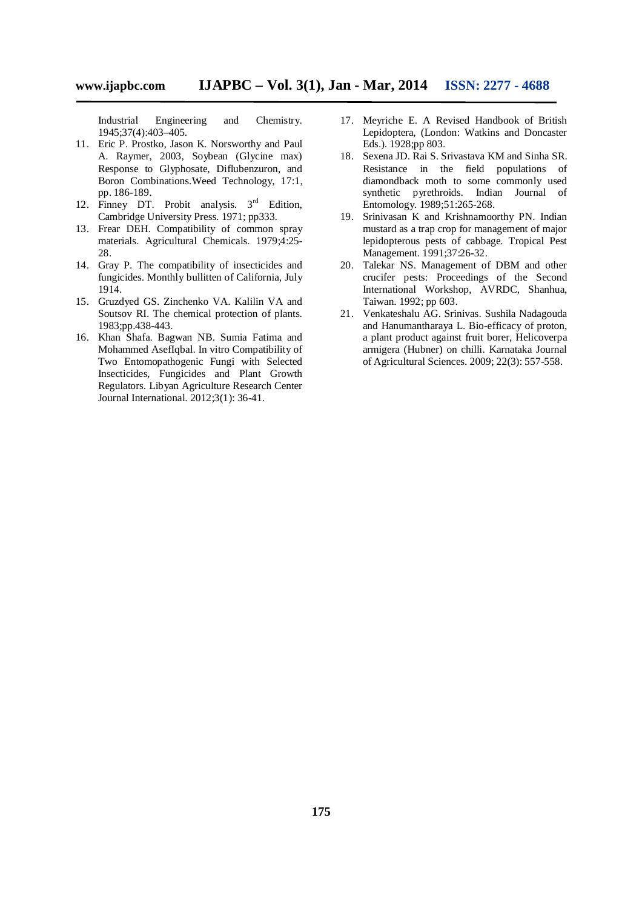Industrial Engineering and Chemistry. 1945;37(4):403–405.

11. Eric P. Prostko, Jason K. Norsworthy and Paul A. Raymer, 2003, Soybean (Glycine max) Response to Glyphosate, Diflubenzuron, and Boron Combinations.Weed Technology, 17:1, pp. 186-189.
12. Finney DT. Probit analysis. 3rd Edition, Cambridge University Press. 1971; pp333.
13. Frear DEH. Compatibility of common spray materials. Agricultural Chemicals. 1979;4:25-28.
14. Gray P. The compatibility of insecticides and fungicides. Monthly bullitten of California, July 1914.
15. Gruzdyed GS. Zinchenko VA. Kalilin VA and Soutsov RI. The chemical protection of plants. 1983;pp.438-443.
16. Khan Shafa. Bagwan NB. Sumia Fatima and Mohammed AsefIqbal. In vitro Compatibility of Two Entomopathogenic Fungi with Selected Insecticides, Fungicides and Plant Growth Regulators. Libyan Agriculture Research Center Journal International. 2012;3(1): 36-41.
17. Meyriche E. A Revised Handbook of British Lepidoptera, (London: Watkins and Doncaster Eds.). 1928;pp 803.
18. Sexena JD. Rai S. Srivastava KM and Sinha SR. Resistance in the field populations of diamondback moth to some commonly used synthetic pyrethroids. Indian Journal of Entomology. 1989;51:265-268.
19. Srinivasan K and Krishnamoorthy PN. Indian mustard as a trap crop for management of major lepidopterous pests of cabbage. Tropical Pest Management. 1991;37:26-32.
20. Talekar NS. Management of DBM and other crucifer pests: Proceedings of the Second International Workshop, AVRDC, Shanhua, Taiwan. 1992; pp 603.
21. Venkateshalu AG. Srinivas. Sushila Nadagouda and Hanumantharaya L. Bio-efficacy of proton, a plant product against fruit borer, Helicoverpa armigera (Hubner) on chilli. Karnataka Journal of Agricultural Sciences. 2009; 22(3): 557-558.